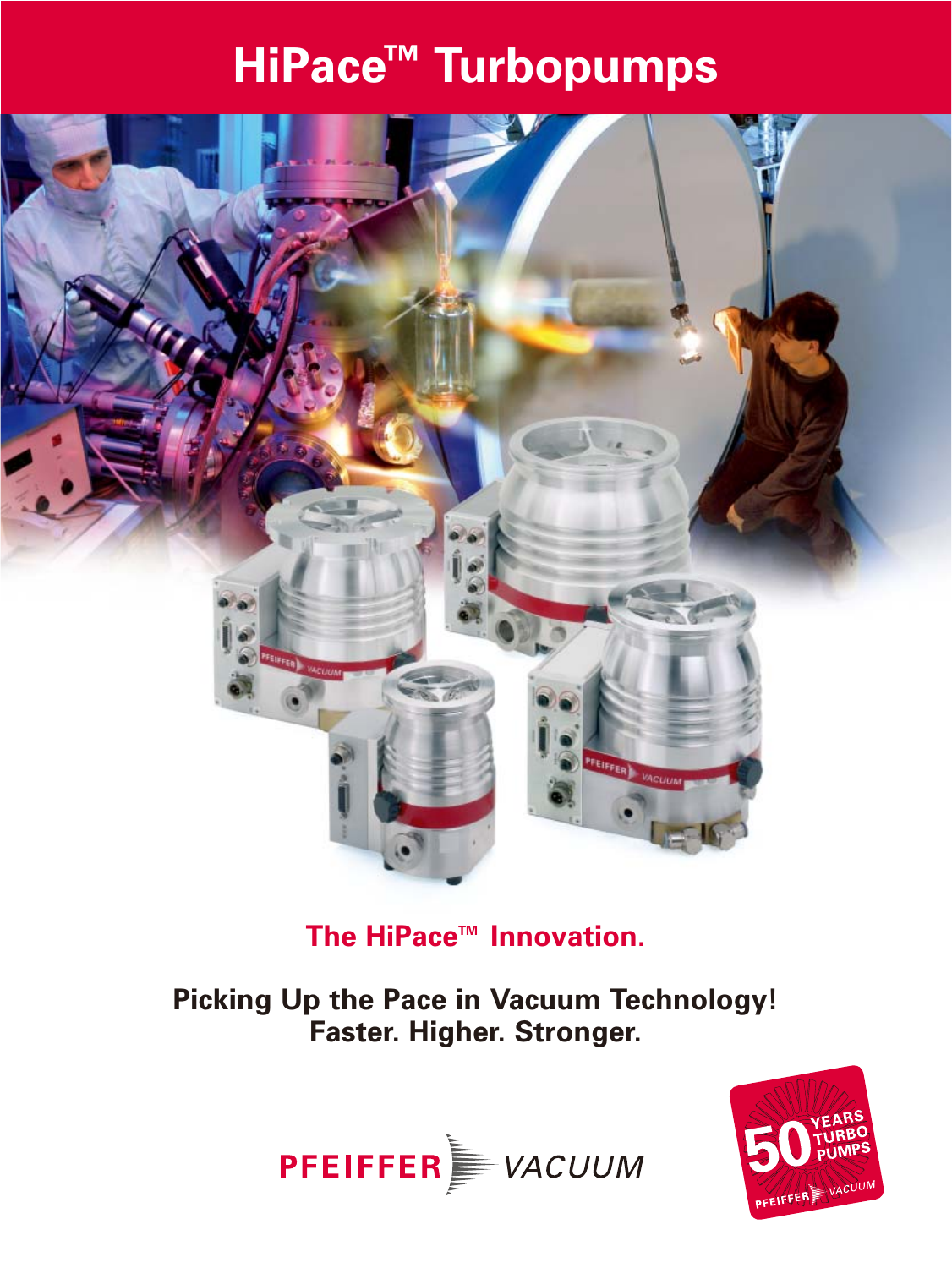# HiPace™ Turbopumps

## The HiPace™ Innovation.

**Picking Up the Pace in Vacuum Technology!**
**Faster. Higher. Stronger.**

PFEIFFER VACUUM

50 YEARS TURBO PUMPS PFEIFFER VACUUM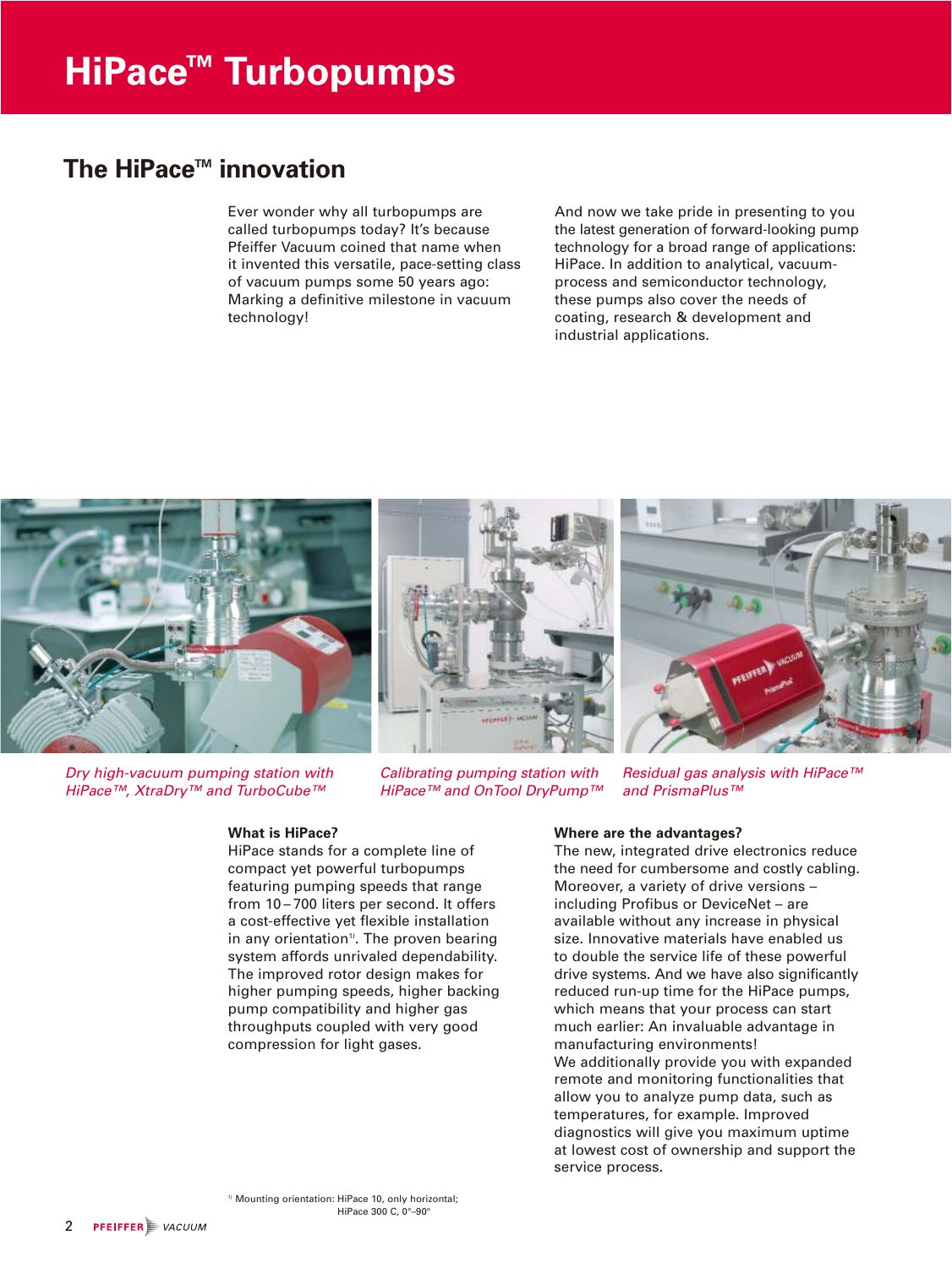# HiPace™ Turbopumps

## The HiPace™ innovation

Ever wonder why all turbopumps are called turbopumps today? It's because Pfeiffer Vacuum coined that name when it invented this versatile, pace-setting class of vacuum pumps some 50 years ago: Marking a definitive milestone in vacuum technology!

And now we take pride in presenting to you the latest generation of forward-looking pump technology for a broad range of applications: HiPace. In addition to analytical, vacuum-process and semiconductor technology, these pumps also cover the needs of coating, research & development and industrial applications.

*Dry high-vacuum pumping station with HiPace™, XtraDry™ and TurboCube™*

*Calibrating pumping station with HiPace™ and OnTool DryPump™*

*Residual gas analysis with HiPace™ and PrismaPlus™*

**What is HiPace?**

HiPace stands for a complete line of compact yet powerful turbopumps featuring pumping speeds that range from 10 – 700 liters per second. It offers a cost-effective yet flexible installation in any orientation[1]. The proven bearing system affords unrivaled dependability. The improved rotor design makes for higher pumping speeds, higher backing pump compatibility and higher gas throughputs coupled with very good compression for light gases.

**Where are the advantages?**

The new, integrated drive electronics reduce the need for cumbersome and costly cabling. Moreover, a variety of drive versions – including Profibus or DeviceNet – are available without any increase in physical size. Innovative materials have enabled us to double the service life of these powerful drive systems. And we have also significantly reduced run-up time for the HiPace pumps, which means that your process can start much earlier: An invaluable advantage in manufacturing environments!

We additionally provide you with expanded remote and monitoring functionalities that allow you to analyze pump data, such as temperatures, for example. Improved diagnostics will give you maximum uptime at lowest cost of ownership and support the service process.

[1] Mounting orientation: HiPace 10, only horizontal; HiPace 300 C, 0°–90°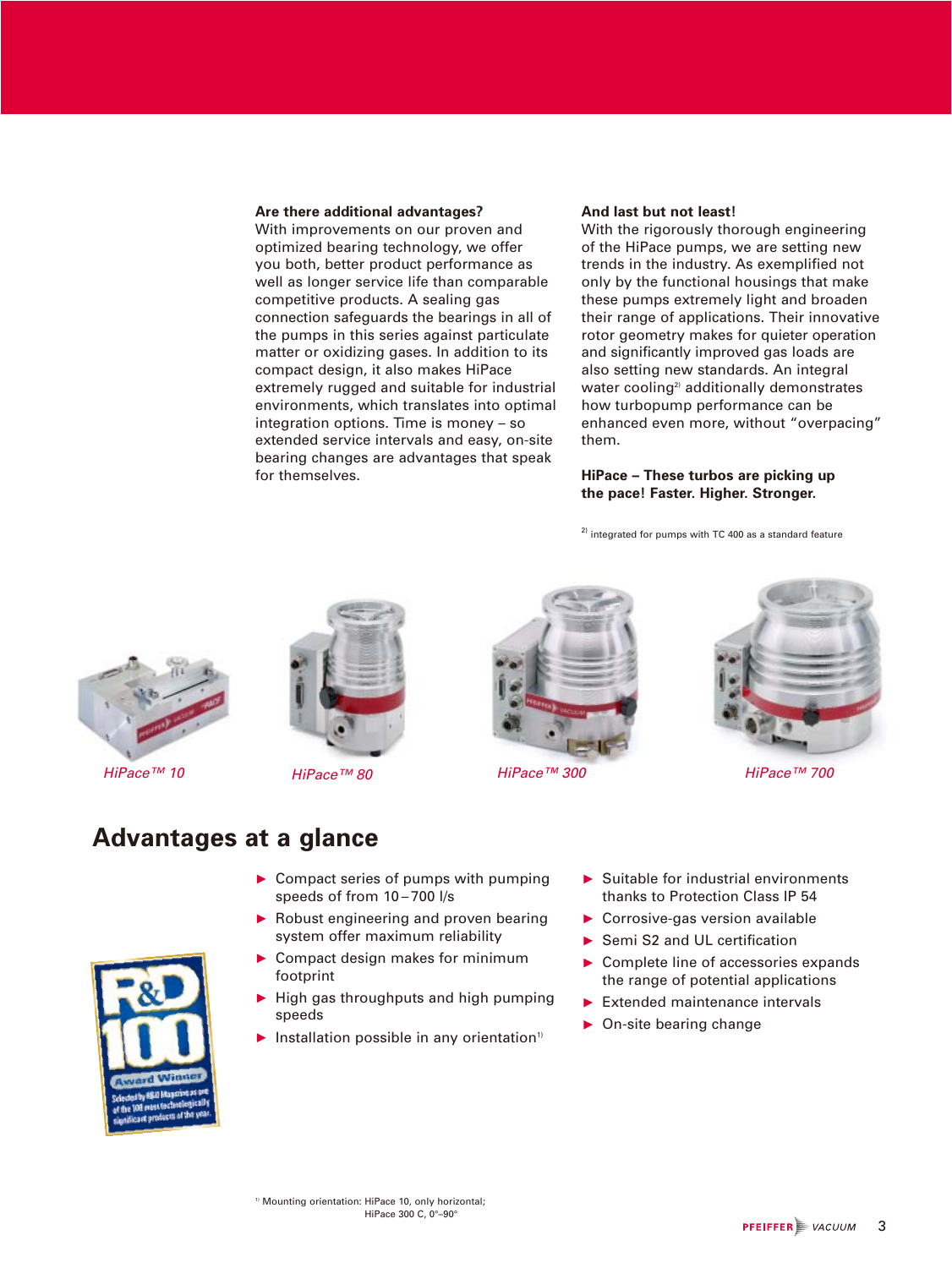**Are there additional advantages?**
With improvements on our proven and optimized bearing technology, we offer you both, better product performance as well as longer service life than comparable competitive products. A sealing gas connection safeguards the bearings in all of the pumps in this series against particulate matter or oxidizing gases. In addition to its compact design, it also makes HiPace extremely rugged and suitable for industrial environments, which translates into optimal integration options. Time is money – so extended service intervals and easy, on-site bearing changes are advantages that speak for themselves.

**And last but not least!**
With the rigorously thorough engineering of the HiPace pumps, we are setting new trends in the industry. As exemplified not only by the functional housings that make these pumps extremely light and broaden their range of applications. Their innovative rotor geometry makes for quieter operation and significantly improved gas loads are also setting new standards. An integral water cooling[2] additionally demonstrates how turbopump performance can be enhanced even more, without "overpacing" them.

**HiPace – These turbos are picking up the pace! Faster. Higher. Stronger.**

[2] integrated for pumps with TC 400 as a standard feature

*HiPace™ 10* *HiPace™ 80* *HiPace™ 300* *HiPace™ 700*

## Advantages at a glance

- Compact series of pumps with pumping speeds of from 10 – 700 l/s
- Robust engineering and proven bearing system offer maximum reliability
- Compact design makes for minimum footprint
- High gas throughputs and high pumping speeds
- Installation possible in any orientation[1]
- Suitable for industrial environments thanks to Protection Class IP 54
- Corrosive-gas version available
- Semi S2 and UL certification
- Complete line of accessories expands the range of potential applications
- Extended maintenance intervals
- On-site bearing change

R&D 100 Award Winner – Selected by R&D Magazine as one of the 100 most technologically significant products of the year.

[1] Mounting orientation: HiPace 10, only horizontal; HiPace 300 C, 0°–90°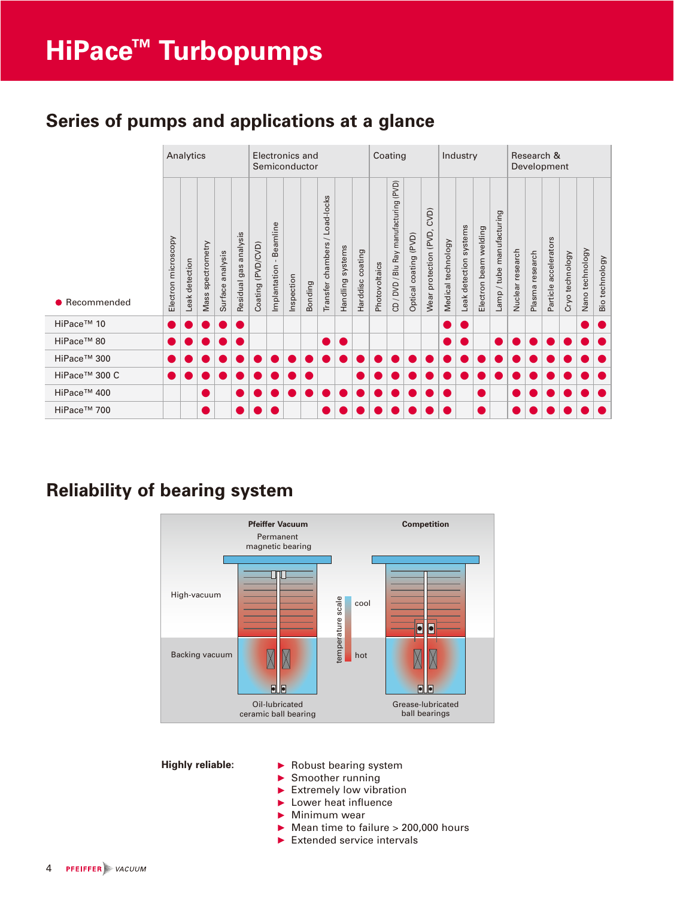# HiPace™ Turbopumps

## Series of pumps and applications at a glance

● Recommended

| | Analytics | | | | | Electronics and Semiconductor | | | | | | | Coating | | | | Industry | | | | Research & Development | | | | | |
|---|---|---|---|---|---|---|---|---|---|---|---|---|---|---|---|---|---|---|---|---|---|---|---|---|---|---|
| | Electron microscopy | Leak detection | Mass spectrometry | Surface analysis | Residual gas analysis | Coating (PVD/CVD) | Implantation - Beamline | Inspection | Bonding | Transfer chambers / Load-locks | Handling systems | Harddisc coating | Photovoltaics | CD / DVD / Blu Ray manufacturing (PVD) | Optical coating (PVD) | Wear protection (PVD, CVD) | Medical technology | Leak detection systems | Electron beam welding | Lamp / tube manufacturing | Nuclear research | Plasma research | Particle accelerators | Cryo technology | Nano technology | Bio technology |
| HiPace™ 10 | ● | ● | ● | ● | ● | | | | | | | | | | | | ● | ● | | | | | | | ● | ● |
| HiPace™ 80 | ● | ● | ● | ● | ● | | | | | ● | ● | | | | | | ● | ● | | ● | ● | ● | ● | ● | ● | ● |
| HiPace™ 300 | ● | ● | ● | ● | ● | ● | ● | ● | ● | ● | ● | ● | ● | ● | ● | ● | ● | ● | ● | ● | ● | ● | ● | ● | ● | ● |
| HiPace™ 300 C | ● | ● | ● | ● | ● | ● | ● | ● | ● | | | ● | ● | ● | ● | ● | ● | ● | ● | ● | ● | ● | ● | ● | ● | ● |
| HiPace™ 400 | | | ● | | ● | ● | ● | ● | ● | ● | ● | ● | ● | ● | ● | ● | ● | | ● | | ● | ● | ● | ● | ● | ● |
| HiPace™ 700 | | | ● | | ● | ● | ● | | | ● | ● | ● | ● | ● | ● | ● | ● | | ● | | ● | ● | ● | ● | ● | ● |

## Reliability of bearing system

Pfeiffer Vacuum: Permanent magnetic bearing — Oil-lubricated ceramic ball bearing

Competition: Grease-lubricated ball bearings

High-vacuum / Backing vacuum — temperature scale: cool / hot

**Highly reliable:**

- Robust bearing system
- Smoother running
- Extremely low vibration
- Lower heat influence
- Minimum wear
- Mean time to failure > 200,000 hours
- Extended service intervals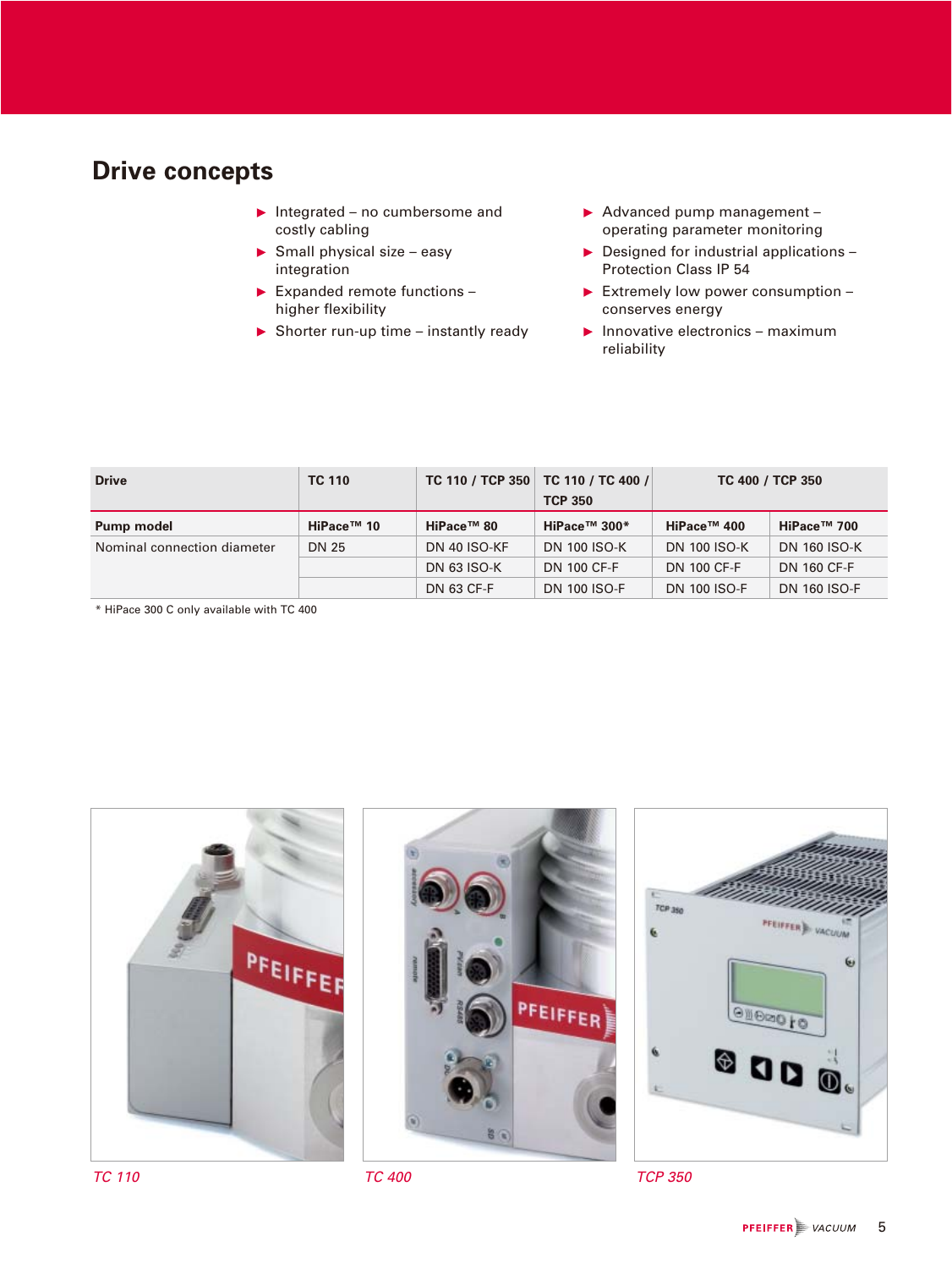## Drive concepts

- Integrated – no cumbersome and costly cabling
- Small physical size – easy integration
- Expanded remote functions – higher flexibility
- Shorter run-up time – instantly ready
- Advanced pump management – operating parameter monitoring
- Designed for industrial applications – Protection Class IP 54
- Extremely low power consumption – conserves energy
- Innovative electronics – maximum reliability

| Drive | TC 110 | TC 110 / TCP 350 | TC 110 / TC 400 / TCP 350 | TC 400 / TCP 350 | |
|---|---|---|---|---|---|
| **Pump model** | **HiPace™ 10** | **HiPace™ 80** | **HiPace™ 300*** | **HiPace™ 400** | **HiPace™ 700** |
| Nominal connection diameter | DN 25 | DN 40 ISO-KF | DN 100 ISO-K | DN 100 ISO-K | DN 160 ISO-K |
| | | DN 63 ISO-K | DN 100 CF-F | DN 100 CF-F | DN 160 CF-F |
| | | DN 63 CF-F | DN 100 ISO-F | DN 100 ISO-F | DN 160 ISO-F |

\* HiPace 300 C only available with TC 400

*TC 110*

*TC 400*

*TCP 350*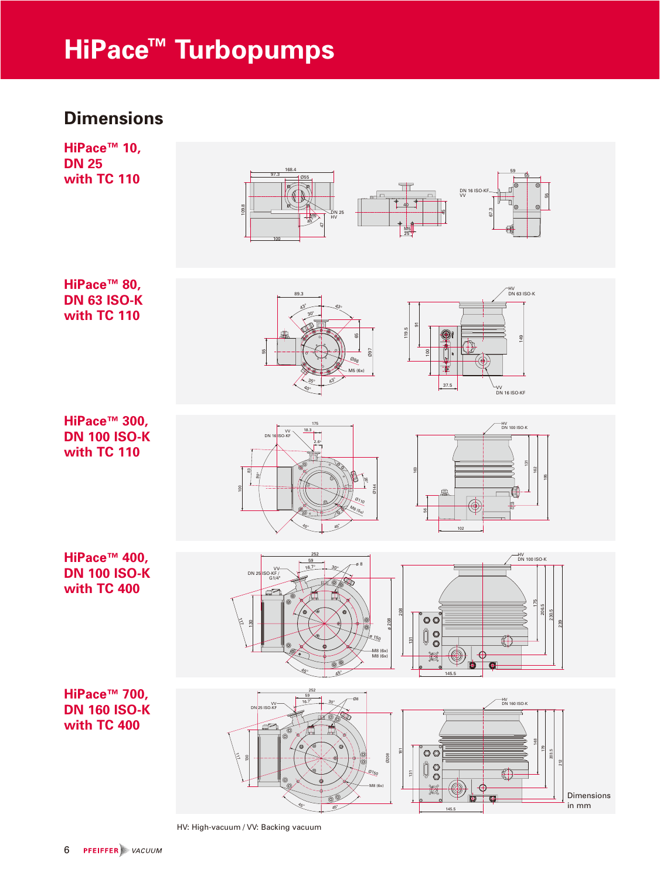# HiPace™ Turbopumps

## Dimensions

**HiPace™ 10, DN 25 with TC 110**

**HiPace™ 80, DN 63 ISO-K with TC 110**

**HiPace™ 300, DN 100 ISO-K with TC 110**

**HiPace™ 400, DN 100 ISO-K with TC 400**

**HiPace™ 700, DN 160 ISO-K with TC 400**

Dimensions in mm

HV: High-vacuum / VV: Backing vacuum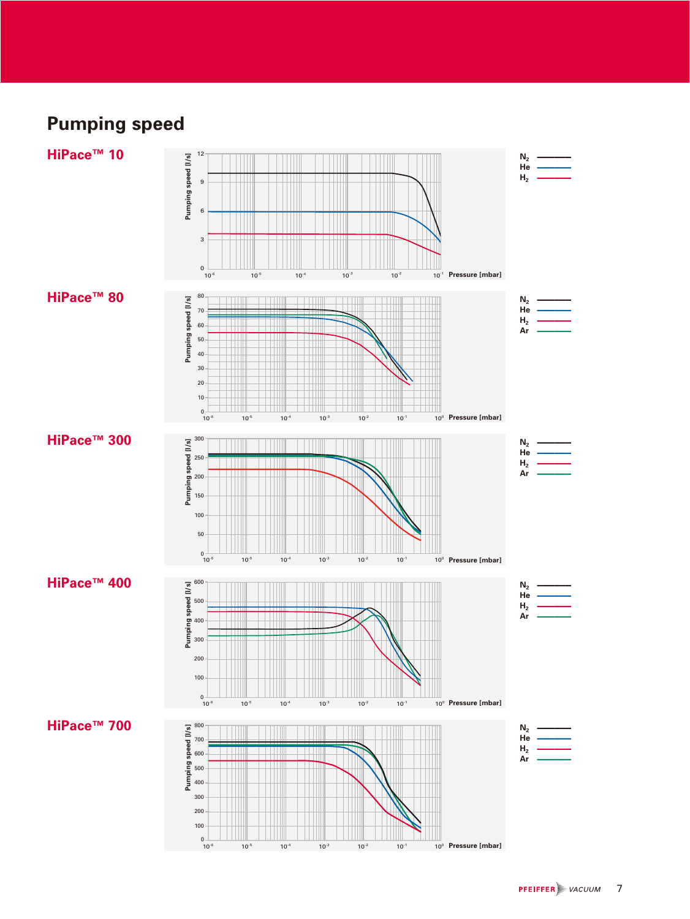# Pumping speed

## HiPace™ 10

Pumping speed [l/s]

Pressure [mbar]

$N_2$
He
$H_2$

## HiPace™ 80

Pumping speed [l/s]

Pressure [mbar]

$N_2$
He
$H_2$
Ar

## HiPace™ 300

Pumping speed [l/s]

Pressure [mbar]

$N_2$
He
$H_2$
Ar

## HiPace™ 400

Pumping speed [l/s]

Pressure [mbar]

$N_2$
He
$H_2$
Ar

## HiPace™ 700

Pumping speed [l/s]

Pressure [mbar]

$N_2$
He
$H_2$
Ar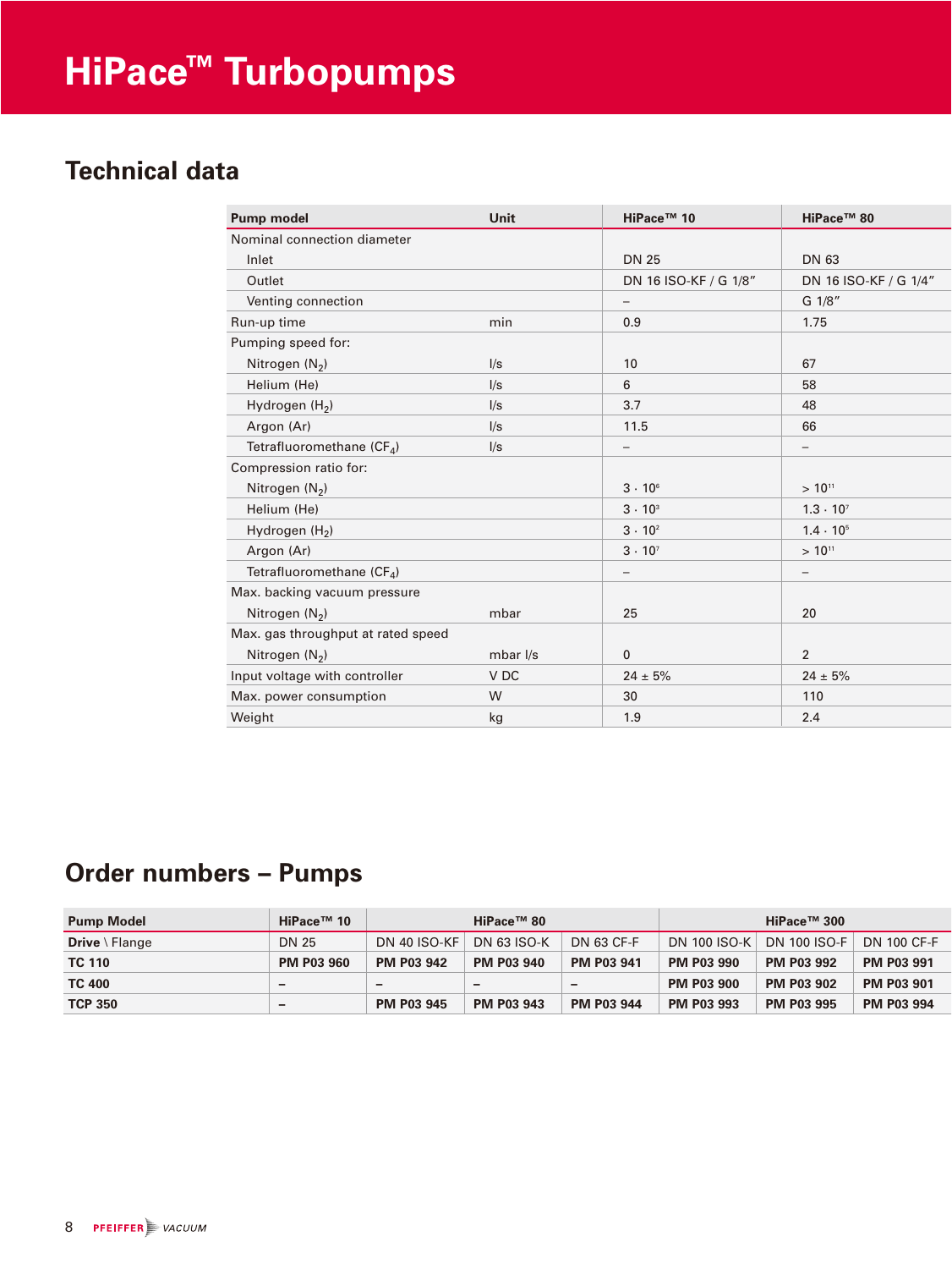// HiPace™ Turbopumps

## Technical data

| Pump model | Unit | HiPace™ 10 | HiPace™ 80 |
|---|---|---|---|
| Nominal connection diameter | | | |
| Inlet | | DN 25 | DN 63 |
| Outlet | | DN 16 ISO-KF / G 1/8″ | DN 16 ISO-KF / G 1/4″ |
| Venting connection | | – | G 1/8″ |
| Run-up time | min | 0.9 | 1.75 |
| Pumping speed for: | | | |
| Nitrogen ($N_2$) | l/s | 10 | 67 |
| Helium (He) | l/s | 6 | 58 |
| Hydrogen ($H_2$) | l/s | 3.7 | 48 |
| Argon (Ar) | l/s | 11.5 | 66 |
| Tetrafluoromethane ($CF_4$) | l/s | – | – |
| Compression ratio for: | | | |
| Nitrogen ($N_2$) | | $3 \cdot 10^6$ | $> 10^{11}$ |
| Helium (He) | | $3 \cdot 10^3$ | $1.3 \cdot 10^7$ |
| Hydrogen ($H_2$) | | $3 \cdot 10^2$ | $1.4 \cdot 10^5$ |
| Argon (Ar) | | $3 \cdot 10^7$ | $> 10^{11}$ |
| Tetrafluoromethane ($CF_4$) | | – | – |
| Max. backing vacuum pressure | | | |
| Nitrogen ($N_2$) | mbar | 25 | 20 |
| Max. gas throughput at rated speed | | | |
| Nitrogen ($N_2$) | mbar l/s | 0 | 2 |
| Input voltage with controller | V DC | 24 ± 5% | 24 ± 5% |
| Max. power consumption | W | 30 | 110 |
| Weight | kg | 1.9 | 2.4 |

## Order numbers – Pumps

| Pump Model | HiPace™ 10 | HiPace™ 80 | | | HiPace™ 300 | | |
|---|---|---|---|---|---|---|---|
| **Drive** \ Flange | DN 25 | DN 40 ISO-KF | DN 63 ISO-K | DN 63 CF-F | DN 100 ISO-K | DN 100 ISO-F | DN 100 CF-F |
| **TC 110** | **PM P03 960** | **PM P03 942** | **PM P03 940** | **PM P03 941** | **PM P03 990** | **PM P03 992** | **PM P03 991** |
| **TC 400** | – | – | – | – | **PM P03 900** | **PM P03 902** | **PM P03 901** |
| **TCP 350** | – | **PM P03 945** | **PM P03 943** | **PM P03 944** | **PM P03 993** | **PM P03 995** | **PM P03 994** |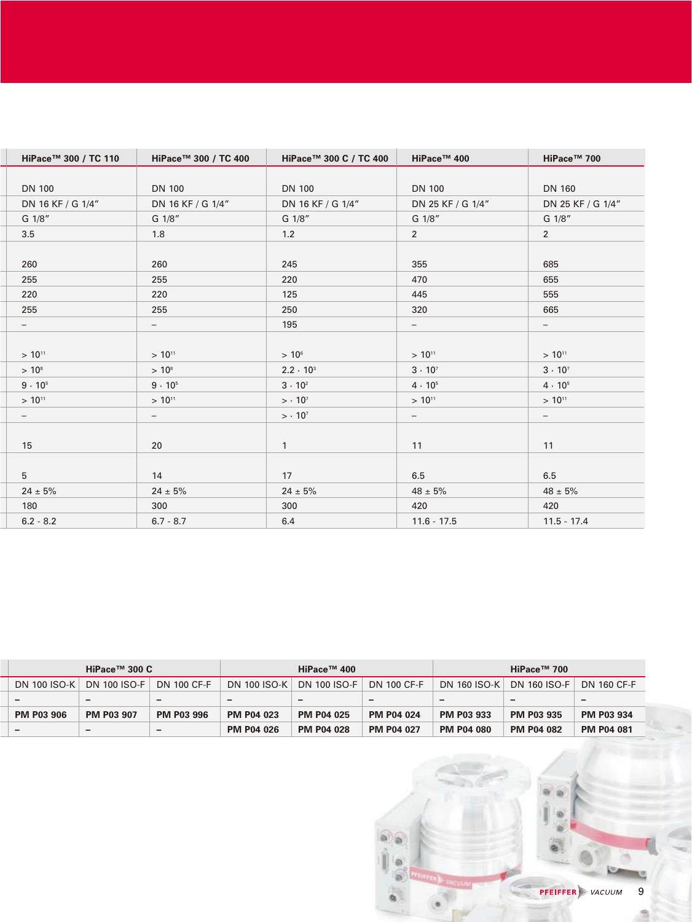| HiPace™ 300 / TC 110 | HiPace™ 300 / TC 400 | HiPace™ 300 C / TC 400 | HiPace™ 400 | HiPace™ 700 |
|---|---|---|---|---|
| DN 100 | DN 100 | DN 100 | DN 100 | DN 160 |
| DN 16 KF / G 1/4″ | DN 16 KF / G 1/4″ | DN 16 KF / G 1/4″ | DN 25 KF / G 1/4″ | DN 25 KF / G 1/4″ |
| G 1/8″ | G 1/8″ | G 1/8″ | G 1/8″ | G 1/8″ |
| 3.5 | 1.8 | 1.2 | 2 | 2 |
| 260 | 260 | 245 | 355 | 685 |
| 255 | 255 | 220 | 470 | 655 |
| 220 | 220 | 125 | 445 | 555 |
| 255 | 255 | 250 | 320 | 665 |
| – | – | 195 | – | – |
| $> 10^{11}$ | $> 10^{11}$ | $> 10^{6}$ | $> 10^{11}$ | $> 10^{11}$ |
| $> 10^{8}$ | $> 10^{8}$ | $2.2 \cdot 10^{3}$ | $3 \cdot 10^{7}$ | $3 \cdot 10^{7}$ |
| $9 \cdot 10^{5}$ | $9 \cdot 10^{5}$ | $3 \cdot 10^{2}$ | $4 \cdot 10^{5}$ | $4 \cdot 10^{5}$ |
| $> 10^{11}$ | $> 10^{11}$ | $> \cdot 10^{7}$ | $> 10^{11}$ | $> 10^{11}$ |
| – | – | $> \cdot 10^{7}$ | – | – |
| 15 | 20 | 1 | 11 | 11 |
| 5 | 14 | 17 | 6.5 | 6.5 |
| 24 ± 5% | 24 ± 5% | 24 ± 5% | 48 ± 5% | 48 ± 5% |
| 180 | 300 | 300 | 420 | 420 |
| 6.2 - 8.2 | 6.7 - 8.7 | 6.4 | 11.6 - 17.5 | 11.5 - 17.4 |

| HiPace™ 300 C | | | HiPace™ 400 | | | HiPace™ 700 | | |
|---|---|---|---|---|---|---|---|---|
| DN 100 ISO-K | DN 100 ISO-F | DN 100 CF-F | DN 100 ISO-K | DN 100 ISO-F | DN 100 CF-F | DN 160 ISO-K | DN 160 ISO-F | DN 160 CF-F |
| – | – | – | – | – | – | – | – | – |
| **PM P03 906** | **PM P03 907** | **PM P03 996** | **PM P04 023** | **PM P04 025** | **PM P04 024** | **PM P03 933** | **PM P03 935** | **PM P03 934** |
| – | – | – | **PM P04 026** | **PM P04 028** | **PM P04 027** | **PM P04 080** | **PM P04 082** | **PM P04 081** |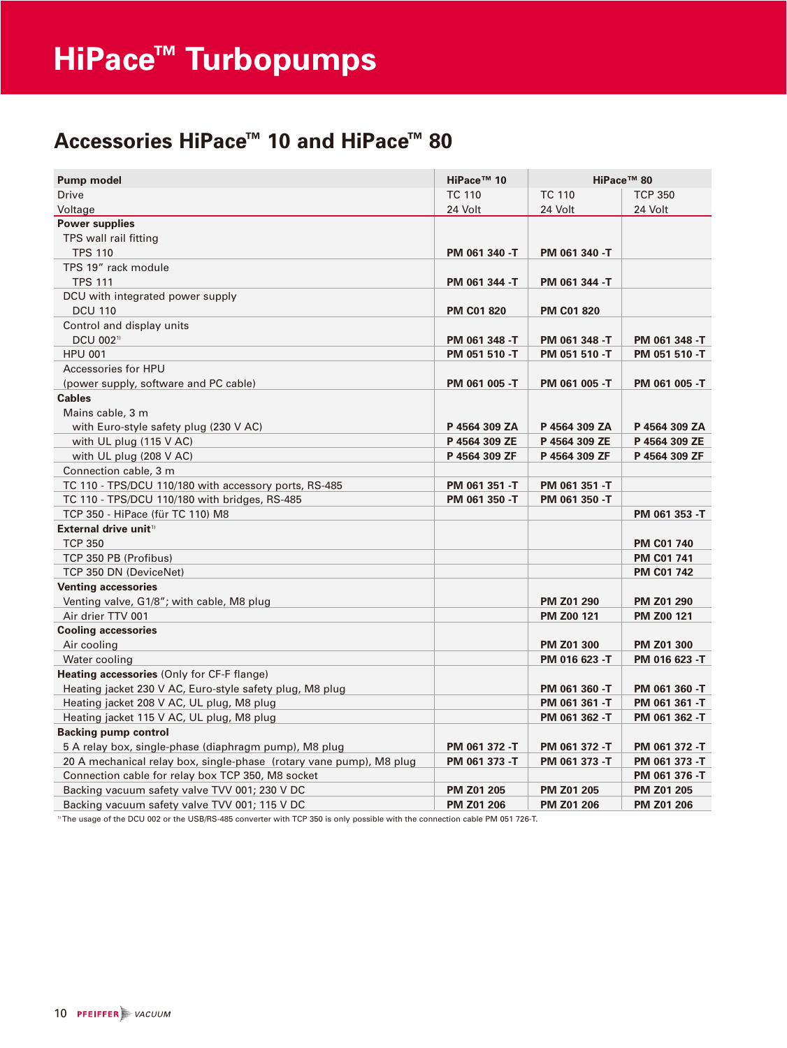# HiPace™ Turbopumps

## Accessories HiPace™ 10 and HiPace™ 80

| Pump model | HiPace™ 10 | HiPace™ 80 | |
|---|---|---|---|
| Drive | TC 110 | TC 110 | TCP 350 |
| Voltage | 24 Volt | 24 Volt | 24 Volt |
| **Power supplies** | | | |
| TPS wall rail fitting<br>TPS 110 | **PM 061 340 -T** | **PM 061 340 -T** | |
| TPS 19" rack module<br>TPS 111 | **PM 061 344 -T** | **PM 061 344 -T** | |
| DCU with integrated power supply<br>DCU 110 | **PM C01 820** | **PM C01 820** | |
| Control and display units<br>DCU 002[1] | **PM 061 348 -T** | **PM 061 348 -T** | **PM 061 348 -T** |
| HPU 001 | **PM 051 510 -T** | **PM 051 510 -T** | **PM 051 510 -T** |
| Accessories for HPU<br>(power supply, software and PC cable) | **PM 061 005 -T** | **PM 061 005 -T** | **PM 061 005 -T** |
| **Cables** | | | |
| Mains cable, 3 m<br>with Euro-style safety plug (230 V AC) | **P 4564 309 ZA** | **P 4564 309 ZA** | **P 4564 309 ZA** |
| with UL plug (115 V AC) | **P 4564 309 ZE** | **P 4564 309 ZE** | **P 4564 309 ZE** |
| with UL plug (208 V AC) | **P 4564 309 ZF** | **P 4564 309 ZF** | **P 4564 309 ZF** |
| Connection cable, 3 m | | | |
| TC 110 - TPS/DCU 110/180 with accessory ports, RS-485 | **PM 061 351 -T** | **PM 061 351 -T** | |
| TC 110 - TPS/DCU 110/180 with bridges, RS-485 | **PM 061 350 -T** | **PM 061 350 -T** | |
| TCP 350 - HiPace (für TC 110) M8 | | | **PM 061 353 -T** |
| **External drive unit**[1] | | | |
| TCP 350 | | | **PM C01 740** |
| TCP 350 PB (Profibus) | | | **PM C01 741** |
| TCP 350 DN (DeviceNet) | | | **PM C01 742** |
| **Venting accessories** | | | |
| Venting valve, G1/8"; with cable, M8 plug | | **PM Z01 290** | **PM Z01 290** |
| Air drier TTV 001 | | **PM Z00 121** | **PM Z00 121** |
| **Cooling accessories** | | | |
| Air cooling | | **PM Z01 300** | **PM Z01 300** |
| Water cooling | | **PM 016 623 -T** | **PM 016 623 -T** |
| **Heating accessories** (Only for CF-F flange)<br>Heating jacket 230 V AC, Euro-style safety plug, M8 plug | | **PM 061 360 -T** | **PM 061 360 -T** |
| Heating jacket 208 V AC, UL plug, M8 plug | | **PM 061 361 -T** | **PM 061 361 -T** |
| Heating jacket 115 V AC, UL plug, M8 plug | | **PM 061 362 -T** | **PM 061 362 -T** |
| **Backing pump control** | | | |
| 5 A relay box, single-phase (diaphragm pump), M8 plug | **PM 061 372 -T** | **PM 061 372 -T** | **PM 061 372 -T** |
| 20 A mechanical relay box, single-phase (rotary vane pump), M8 plug | **PM 061 373 -T** | **PM 061 373 -T** | **PM 061 373 -T** |
| Connection cable for relay box TCP 350, M8 socket | | | **PM 061 376 -T** |
| Backing vacuum safety valve TVV 001; 230 V DC | **PM Z01 205** | **PM Z01 205** | **PM Z01 205** |
| Backing vacuum safety valve TVV 001; 115 V DC | **PM Z01 206** | **PM Z01 206** | **PM Z01 206** |

[1] The usage of the DCU 002 or the USB/RS-485 converter with TCP 350 is only possible with the connection cable PM 051 726-T.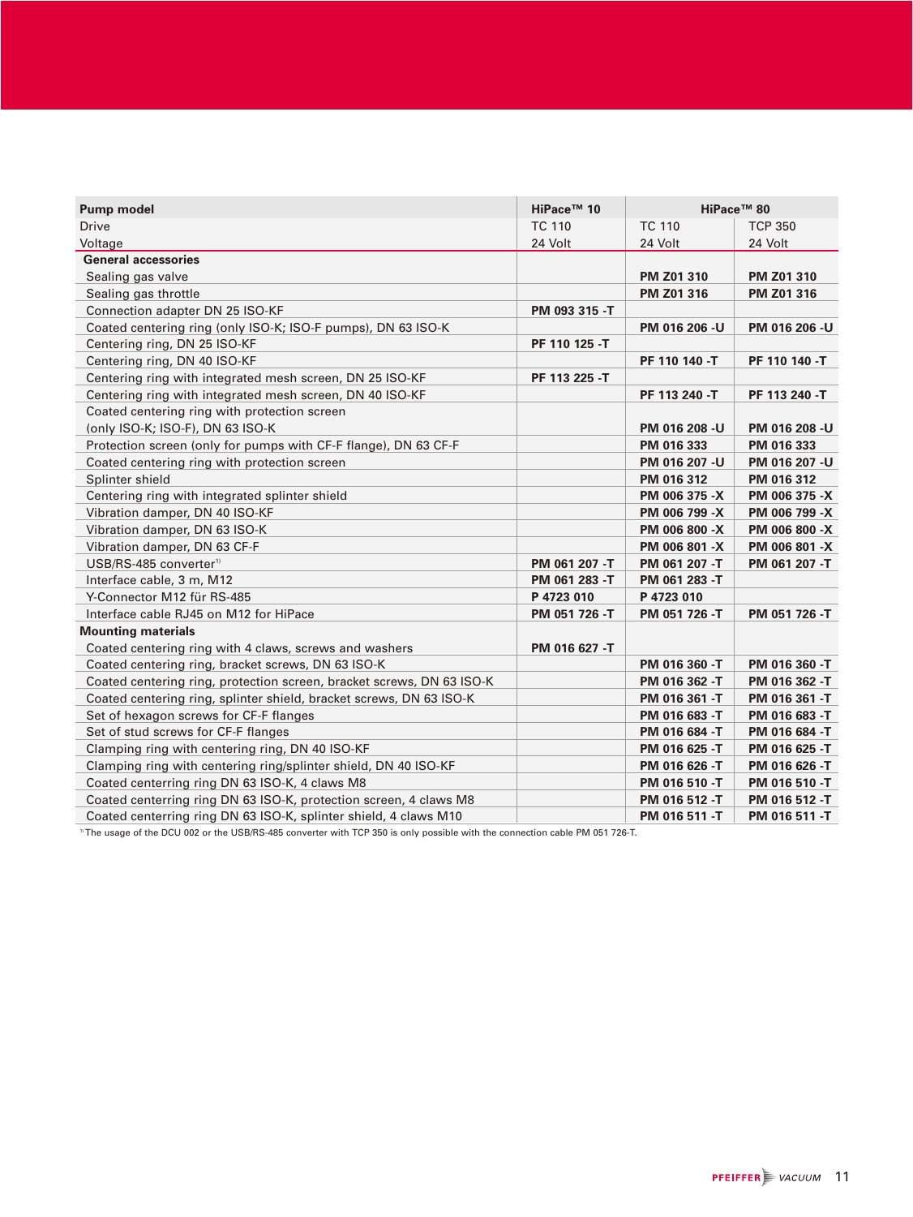| Pump model | HiPace™ 10 | HiPace™ 80 | |
|---|---|---|---|
| Drive | TC 110 | TC 110 | TCP 350 |
| Voltage | 24 Volt | 24 Volt | 24 Volt |
| **General accessories** | | | |
| Sealing gas valve | | **PM Z01 310** | **PM Z01 310** |
| Sealing gas throttle | | **PM Z01 316** | **PM Z01 316** |
| Connection adapter DN 25 ISO-KF | **PM 093 315 -T** | | |
| Coated centering ring (only ISO-K; ISO-F pumps), DN 63 ISO-K | | **PM 016 206 -U** | **PM 016 206 -U** |
| Centering ring, DN 25 ISO-KF | **PF 110 125 -T** | | |
| Centering ring, DN 40 ISO-KF | | **PF 110 140 -T** | **PF 110 140 -T** |
| Centering ring with integrated mesh screen, DN 25 ISO-KF | **PF 113 225 -T** | | |
| Centering ring with integrated mesh screen, DN 40 ISO-KF | | **PF 113 240 -T** | **PF 113 240 -T** |
| Coated centering ring with protection screen (only ISO-K; ISO-F), DN 63 ISO-K | | **PM 016 208 -U** | **PM 016 208 -U** |
| Protection screen (only for pumps with CF-F flange), DN 63 CF-F | | **PM 016 333** | **PM 016 333** |
| Coated centering ring with protection screen | | **PM 016 207 -U** | **PM 016 207 -U** |
| Splinter shield | | **PM 016 312** | **PM 016 312** |
| Centering ring with integrated splinter shield | | **PM 006 375 -X** | **PM 006 375 -X** |
| Vibration damper, DN 40 ISO-KF | | **PM 006 799 -X** | **PM 006 799 -X** |
| Vibration damper, DN 63 ISO-K | | **PM 006 800 -X** | **PM 006 800 -X** |
| Vibration damper, DN 63 CF-F | | **PM 006 801 -X** | **PM 006 801 -X** |
| USB/RS-485 converter[1] | **PM 061 207 -T** | **PM 061 207 -T** | **PM 061 207 -T** |
| Interface cable, 3 m, M12 | **PM 061 283 -T** | **PM 061 283 -T** | |
| Y-Connector M12 für RS-485 | **P 4723 010** | **P 4723 010** | |
| Interface cable RJ45 on M12 for HiPace | **PM 051 726 -T** | **PM 051 726 -T** | **PM 051 726 -T** |
| **Mounting materials** | | | |
| Coated centering ring with 4 claws, screws and washers | **PM 016 627 -T** | | |
| Coated centering ring, bracket screws, DN 63 ISO-K | | **PM 016 360 -T** | **PM 016 360 -T** |
| Coated centering ring, protection screen, bracket screws, DN 63 ISO-K | | **PM 016 362 -T** | **PM 016 362 -T** |
| Coated centering ring, splinter shield, bracket screws, DN 63 ISO-K | | **PM 016 361 -T** | **PM 016 361 -T** |
| Set of hexagon screws for CF-F flanges | | **PM 016 683 -T** | **PM 016 683 -T** |
| Set of stud screws for CF-F flanges | | **PM 016 684 -T** | **PM 016 684 -T** |
| Clamping ring with centering ring, DN 40 ISO-KF | | **PM 016 625 -T** | **PM 016 625 -T** |
| Clamping ring with centering ring/splinter shield, DN 40 ISO-KF | | **PM 016 626 -T** | **PM 016 626 -T** |
| Coated centerring ring DN 63 ISO-K, 4 claws M8 | | **PM 016 510 -T** | **PM 016 510 -T** |
| Coated centerring ring DN 63 ISO-K, protection screen, 4 claws M8 | | **PM 016 512 -T** | **PM 016 512 -T** |
| Coated centerring ring DN 63 ISO-K, splinter shield, 4 claws M10 | | **PM 016 511 -T** | **PM 016 511 -T** |

[1] The usage of the DCU 002 or the USB/RS-485 converter with TCP 350 is only possible with the connection cable PM 051 726-T.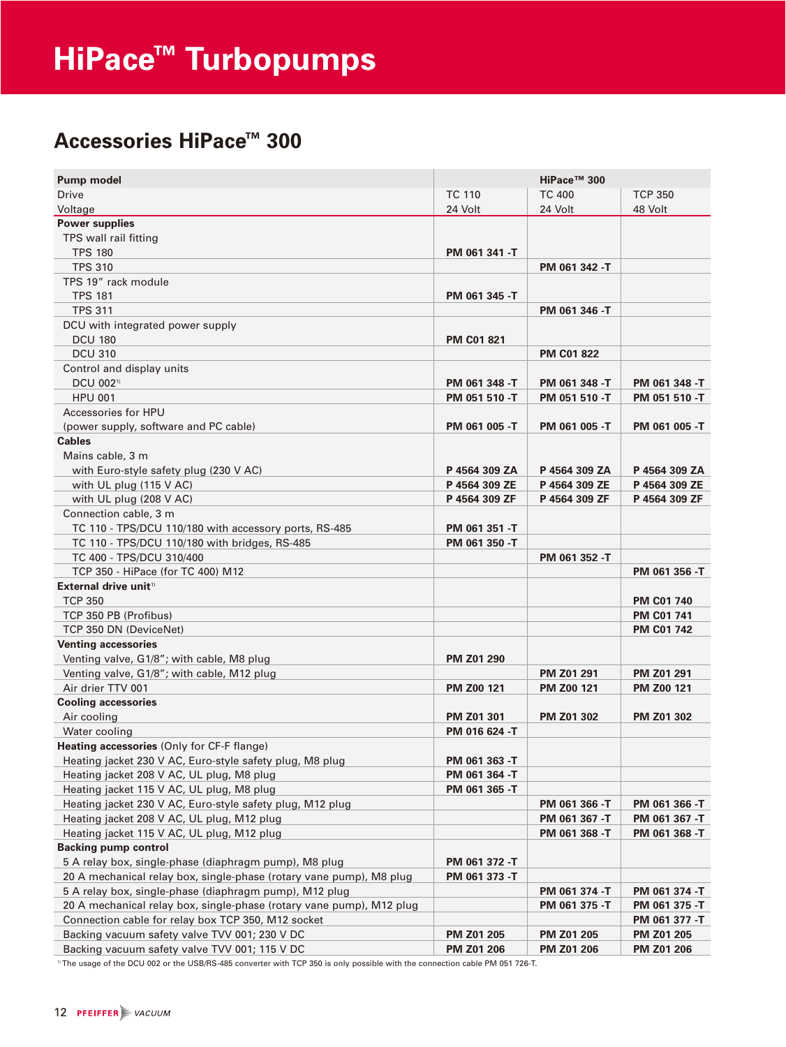# HiPace™ Turbopumps

## Accessories HiPace™ 300

| Pump model | HiPace™ 300 | | |
|---|---|---|---|
| Drive | TC 110 | TC 400 | TCP 350 |
| Voltage | 24 Volt | 24 Volt | 48 Volt |
| **Power supplies** | | | |
| TPS wall rail fitting | | | |
| TPS 180 | **PM 061 341 -T** | | |
| TPS 310 | | **PM 061 342 -T** | |
| TPS 19” rack module | | | |
| TPS 181 | **PM 061 345 -T** | | |
| TPS 311 | | **PM 061 346 -T** | |
| DCU with integrated power supply | | | |
| DCU 180 | **PM C01 821** | | |
| DCU 310 | | **PM C01 822** | |
| Control and display units | | | |
| DCU 002[1] | **PM 061 348 -T** | **PM 061 348 -T** | **PM 061 348 -T** |
| HPU 001 | **PM 051 510 -T** | **PM 051 510 -T** | **PM 051 510 -T** |
| Accessories for HPU (power supply, software and PC cable) | **PM 061 005 -T** | **PM 061 005 -T** | **PM 061 005 -T** |
| **Cables** | | | |
| Mains cable, 3 m | | | |
| with Euro-style safety plug (230 V AC) | **P 4564 309 ZA** | **P 4564 309 ZA** | **P 4564 309 ZA** |
| with UL plug (115 V AC) | **P 4564 309 ZE** | **P 4564 309 ZE** | **P 4564 309 ZE** |
| with UL plug (208 V AC) | **P 4564 309 ZF** | **P 4564 309 ZF** | **P 4564 309 ZF** |
| Connection cable, 3 m | | | |
| TC 110 - TPS/DCU 110/180 with accessory ports, RS-485 | **PM 061 351 -T** | | |
| TC 110 - TPS/DCU 110/180 with bridges, RS-485 | **PM 061 350 -T** | | |
| TC 400 - TPS/DCU 310/400 | | **PM 061 352 -T** | |
| TCP 350 - HiPace (for TC 400) M12 | | | **PM 061 356 -T** |
| **External drive unit**[1] | | | |
| TCP 350 | | | **PM C01 740** |
| TCP 350 PB (Profibus) | | | **PM C01 741** |
| TCP 350 DN (DeviceNet) | | | **PM C01 742** |
| **Venting accessories** | | | |
| Venting valve, G1/8”; with cable, M8 plug | **PM Z01 290** | | |
| Venting valve, G1/8”; with cable, M12 plug | | **PM Z01 291** | **PM Z01 291** |
| Air drier TTV 001 | **PM Z00 121** | **PM Z00 121** | **PM Z00 121** |
| **Cooling accessories** | | | |
| Air cooling | **PM Z01 301** | **PM Z01 302** | **PM Z01 302** |
| Water cooling | **PM 016 624 -T** | | |
| **Heating accessories** (Only for CF-F flange) | | | |
| Heating jacket 230 V AC, Euro-style safety plug, M8 plug | **PM 061 363 -T** | | |
| Heating jacket 208 V AC, UL plug, M8 plug | **PM 061 364 -T** | | |
| Heating jacket 115 V AC, UL plug, M8 plug | **PM 061 365 -T** | | |
| Heating jacket 230 V AC, Euro-style safety plug, M12 plug | | **PM 061 366 -T** | **PM 061 366 -T** |
| Heating jacket 208 V AC, UL plug, M12 plug | | **PM 061 367 -T** | **PM 061 367 -T** |
| Heating jacket 115 V AC, UL plug, M12 plug | | **PM 061 368 -T** | **PM 061 368 -T** |
| **Backing pump control** | | | |
| 5 A relay box, single-phase (diaphragm pump), M8 plug | **PM 061 372 -T** | | |
| 20 A mechanical relay box, single-phase (rotary vane pump), M8 plug | **PM 061 373 -T** | | |
| 5 A relay box, single-phase (diaphragm pump), M12 plug | | **PM 061 374 -T** | **PM 061 374 -T** |
| 20 A mechanical relay box, single-phase (rotary vane pump), M12 plug | | **PM 061 375 -T** | **PM 061 375 -T** |
| Connection cable for relay box TCP 350, M12 socket | | | **PM 061 377 -T** |
| Backing vacuum safety valve TVV 001; 230 V DC | **PM Z01 205** | **PM Z01 205** | **PM Z01 205** |
| Backing vacuum safety valve TVV 001; 115 V DC | **PM Z01 206** | **PM Z01 206** | **PM Z01 206** |

[1] The usage of the DCU 002 or the USB/RS-485 converter with TCP 350 is only possible with the connection cable PM 051 726-T.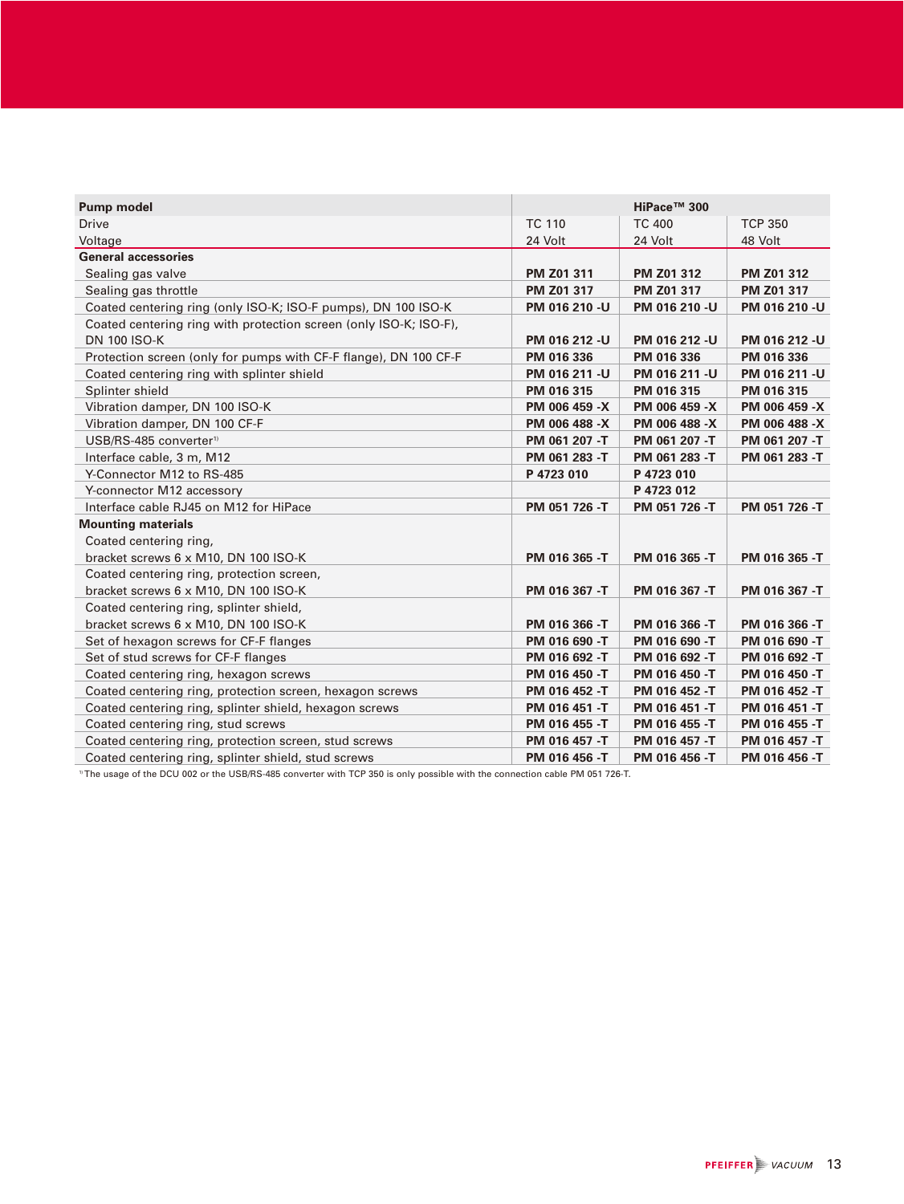| Pump model | HiPace™ 300 | | |
|---|---|---|---|
| Drive | TC 110 | TC 400 | TCP 350 |
| Voltage | 24 Volt | 24 Volt | 48 Volt |
| **General accessories** | | | |
| Sealing gas valve | **PM Z01 311** | **PM Z01 312** | **PM Z01 312** |
| Sealing gas throttle | **PM Z01 317** | **PM Z01 317** | **PM Z01 317** |
| Coated centering ring (only ISO-K; ISO-F pumps), DN 100 ISO-K | **PM 016 210 -U** | **PM 016 210 -U** | **PM 016 210 -U** |
| Coated centering ring with protection screen (only ISO-K; ISO-F), DN 100 ISO-K | **PM 016 212 -U** | **PM 016 212 -U** | **PM 016 212 -U** |
| Protection screen (only for pumps with CF-F flange), DN 100 CF-F | **PM 016 336** | **PM 016 336** | **PM 016 336** |
| Coated centering ring with splinter shield | **PM 016 211 -U** | **PM 016 211 -U** | **PM 016 211 -U** |
| Splinter shield | **PM 016 315** | **PM 016 315** | **PM 016 315** |
| Vibration damper, DN 100 ISO-K | **PM 006 459 -X** | **PM 006 459 -X** | **PM 006 459 -X** |
| Vibration damper, DN 100 CF-F | **PM 006 488 -X** | **PM 006 488 -X** | **PM 006 488 -X** |
| USB/RS-485 converter[1] | **PM 061 207 -T** | **PM 061 207 -T** | **PM 061 207 -T** |
| Interface cable, 3 m, M12 | **PM 061 283 -T** | **PM 061 283 -T** | **PM 061 283 -T** |
| Y-Connector M12 to RS-485 | **P 4723 010** | **P 4723 010** | |
| Y-connector M12 accessory | | **P 4723 012** | |
| Interface cable RJ45 on M12 for HiPace | **PM 051 726 -T** | **PM 051 726 -T** | **PM 051 726 -T** |
| **Mounting materials** | | | |
| Coated centering ring, bracket screws 6 x M10, DN 100 ISO-K | **PM 016 365 -T** | **PM 016 365 -T** | **PM 016 365 -T** |
| Coated centering ring, protection screen, bracket screws 6 x M10, DN 100 ISO-K | **PM 016 367 -T** | **PM 016 367 -T** | **PM 016 367 -T** |
| Coated centering ring, splinter shield, bracket screws 6 x M10, DN 100 ISO-K | **PM 016 366 -T** | **PM 016 366 -T** | **PM 016 366 -T** |
| Set of hexagon screws for CF-F flanges | **PM 016 690 -T** | **PM 016 690 -T** | **PM 016 690 -T** |
| Set of stud screws for CF-F flanges | **PM 016 692 -T** | **PM 016 692 -T** | **PM 016 692 -T** |
| Coated centering ring, hexagon screws | **PM 016 450 -T** | **PM 016 450 -T** | **PM 016 450 -T** |
| Coated centering ring, protection screen, hexagon screws | **PM 016 452 -T** | **PM 016 452 -T** | **PM 016 452 -T** |
| Coated centering ring, splinter shield, hexagon screws | **PM 016 451 -T** | **PM 016 451 -T** | **PM 016 451 -T** |
| Coated centering ring, stud screws | **PM 016 455 -T** | **PM 016 455 -T** | **PM 016 455 -T** |
| Coated centering ring, protection screen, stud screws | **PM 016 457 -T** | **PM 016 457 -T** | **PM 016 457 -T** |
| Coated centering ring, splinter shield, stud screws | **PM 016 456 -T** | **PM 016 456 -T** | **PM 016 456 -T** |

[1] The usage of the DCU 002 or the USB/RS-485 converter with TCP 350 is only possible with the connection cable PM 051 726-T.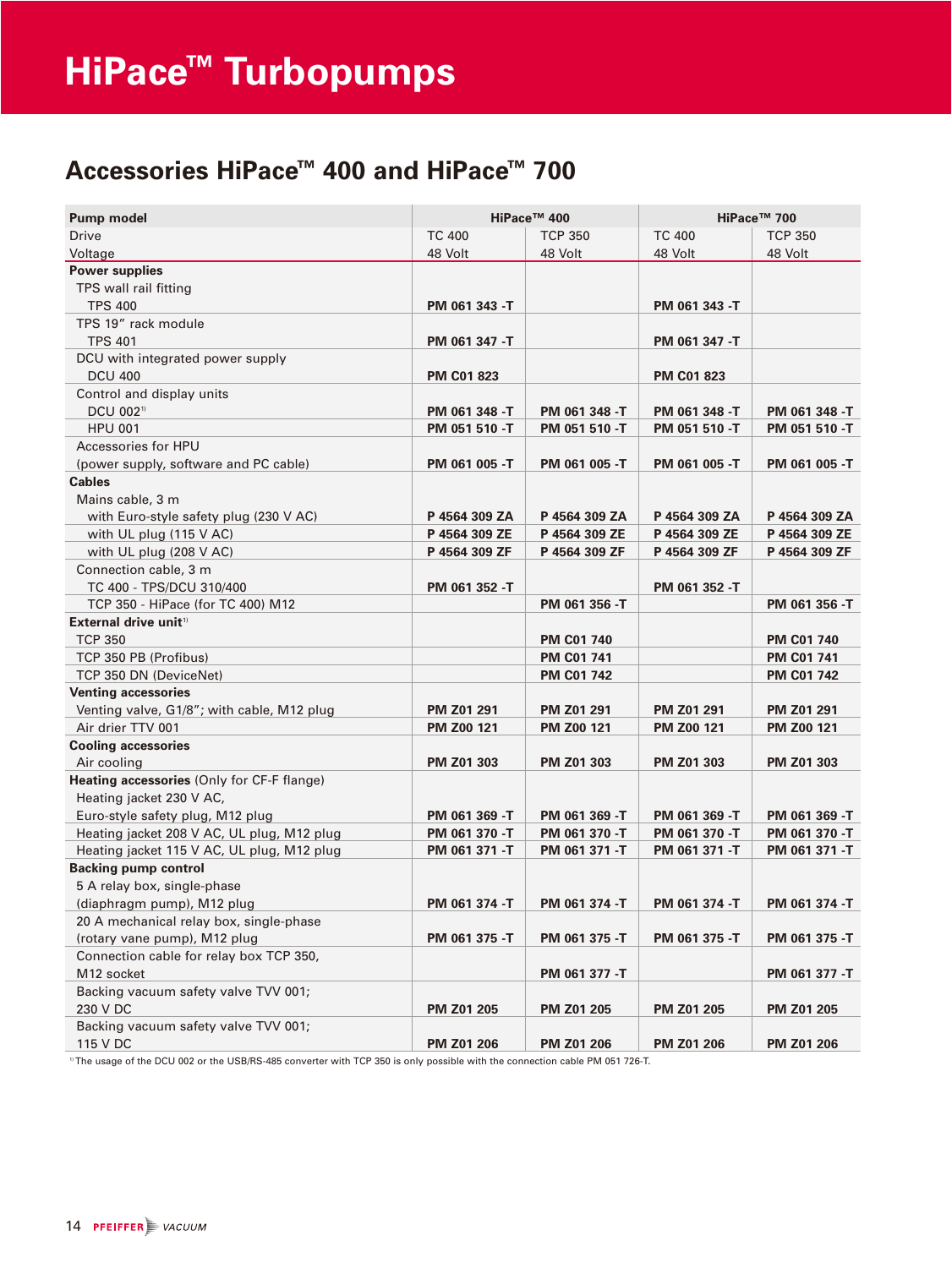# HiPace™ Turbopumps

## Accessories HiPace™ 400 and HiPace™ 700

| Pump model | HiPace™ 400 | | HiPace™ 700 | |
|---|---|---|---|---|
| Drive | TC 400 | TCP 350 | TC 400 | TCP 350 |
| Voltage | 48 Volt | 48 Volt | 48 Volt | 48 Volt |
| **Power supplies** | | | | |
| TPS wall rail fitting TPS 400 | **PM 061 343 -T** | | **PM 061 343 -T** | |
| TPS 19" rack module TPS 401 | **PM 061 347 -T** | | **PM 061 347 -T** | |
| DCU with integrated power supply DCU 400 | **PM C01 823** | | **PM C01 823** | |
| Control and display units DCU 002[1] | **PM 061 348 -T** | **PM 061 348 -T** | **PM 061 348 -T** | **PM 061 348 -T** |
| HPU 001 | **PM 051 510 -T** | **PM 051 510 -T** | **PM 051 510 -T** | **PM 051 510 -T** |
| Accessories for HPU (power supply, software and PC cable) | **PM 061 005 -T** | **PM 061 005 -T** | **PM 061 005 -T** | **PM 061 005 -T** |
| **Cables** | | | | |
| Mains cable, 3 m with Euro-style safety plug (230 V AC) | **P 4564 309 ZA** | **P 4564 309 ZA** | **P 4564 309 ZA** | **P 4564 309 ZA** |
| with UL plug (115 V AC) | **P 4564 309 ZE** | **P 4564 309 ZE** | **P 4564 309 ZE** | **P 4564 309 ZE** |
| with UL plug (208 V AC) | **P 4564 309 ZF** | **P 4564 309 ZF** | **P 4564 309 ZF** | **P 4564 309 ZF** |
| Connection cable, 3 m TC 400 - TPS/DCU 310/400 | **PM 061 352 -T** | | **PM 061 352 -T** | |
| TCP 350 - HiPace (for TC 400) M12 | | **PM 061 356 -T** | | **PM 061 356 -T** |
| **External drive unit**[1] | | | | |
| TCP 350 | | **PM C01 740** | | **PM C01 740** |
| TCP 350 PB (Profibus) | | **PM C01 741** | | **PM C01 741** |
| TCP 350 DN (DeviceNet) | | **PM C01 742** | | **PM C01 742** |
| **Venting accessories** | | | | |
| Venting valve, G1/8"; with cable, M12 plug | **PM Z01 291** | **PM Z01 291** | **PM Z01 291** | **PM Z01 291** |
| Air drier TTV 001 | **PM Z00 121** | **PM Z00 121** | **PM Z00 121** | **PM Z00 121** |
| **Cooling accessories** | | | | |
| Air cooling | **PM Z01 303** | **PM Z01 303** | **PM Z01 303** | **PM Z01 303** |
| **Heating accessories** (Only for CF-F flange) | | | | |
| Heating jacket 230 V AC, Euro-style safety plug, M12 plug | **PM 061 369 -T** | **PM 061 369 -T** | **PM 061 369 -T** | **PM 061 369 -T** |
| Heating jacket 208 V AC, UL plug, M12 plug | **PM 061 370 -T** | **PM 061 370 -T** | **PM 061 370 -T** | **PM 061 370 -T** |
| Heating jacket 115 V AC, UL plug, M12 plug | **PM 061 371 -T** | **PM 061 371 -T** | **PM 061 371 -T** | **PM 061 371 -T** |
| **Backing pump control** | | | | |
| 5 A relay box, single-phase (diaphragm pump), M12 plug | **PM 061 374 -T** | **PM 061 374 -T** | **PM 061 374 -T** | **PM 061 374 -T** |
| 20 A mechanical relay box, single-phase (rotary vane pump), M12 plug | **PM 061 375 -T** | **PM 061 375 -T** | **PM 061 375 -T** | **PM 061 375 -T** |
| Connection cable for relay box TCP 350, M12 socket | | **PM 061 377 -T** | | **PM 061 377 -T** |
| Backing vacuum safety valve TVV 001; 230 V DC | **PM Z01 205** | **PM Z01 205** | **PM Z01 205** | **PM Z01 205** |
| Backing vacuum safety valve TVV 001; 115 V DC | **PM Z01 206** | **PM Z01 206** | **PM Z01 206** | **PM Z01 206** |

[1] The usage of the DCU 002 or the USB/RS-485 converter with TCP 350 is only possible with the connection cable PM 051 726-T.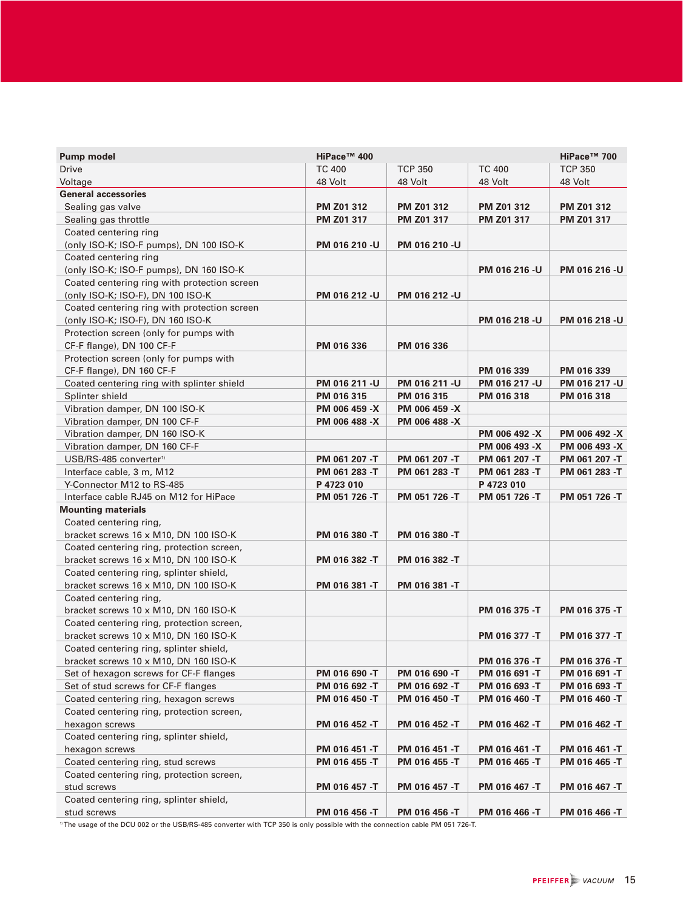| Pump model | HiPace™ 400 | | | HiPace™ 700 |
|---|---|---|---|---|
| Drive | TC 400 | TCP 350 | TC 400 | TCP 350 |
| Voltage | 48 Volt | 48 Volt | 48 Volt | 48 Volt |
| **General accessories** | | | | |
| Sealing gas valve | **PM Z01 312** | **PM Z01 312** | **PM Z01 312** | **PM Z01 312** |
| Sealing gas throttle | **PM Z01 317** | **PM Z01 317** | **PM Z01 317** | **PM Z01 317** |
| Coated centering ring (only ISO-K; ISO-F pumps), DN 100 ISO-K | **PM 016 210 -U** | **PM 016 210 -U** | | |
| Coated centering ring (only ISO-K; ISO-F pumps), DN 160 ISO-K | | | **PM 016 216 -U** | **PM 016 216 -U** |
| Coated centering ring with protection screen (only ISO-K; ISO-F), DN 100 ISO-K | **PM 016 212 -U** | **PM 016 212 -U** | | |
| Coated centering ring with protection screen (only ISO-K; ISO-F), DN 160 ISO-K | | | **PM 016 218 -U** | **PM 016 218 -U** |
| Protection screen (only for pumps with CF-F flange), DN 100 CF-F | **PM 016 336** | **PM 016 336** | | |
| Protection screen (only for pumps with CF-F flange), DN 160 CF-F | | | **PM 016 339** | **PM 016 339** |
| Coated centering ring with splinter shield | **PM 016 211 -U** | **PM 016 211 -U** | **PM 016 217 -U** | **PM 016 217 -U** |
| Splinter shield | **PM 016 315** | **PM 016 315** | **PM 016 318** | **PM 016 318** |
| Vibration damper, DN 100 ISO-K | **PM 006 459 -X** | **PM 006 459 -X** | | |
| Vibration damper, DN 100 CF-F | **PM 006 488 -X** | **PM 006 488 -X** | | |
| Vibration damper, DN 160 ISO-K | | | **PM 006 492 -X** | **PM 006 492 -X** |
| Vibration damper, DN 160 CF-F | | | **PM 006 493 -X** | **PM 006 493 -X** |
| USB/RS-485 converter[1] | **PM 061 207 -T** | **PM 061 207 -T** | **PM 061 207 -T** | **PM 061 207 -T** |
| Interface cable, 3 m, M12 | **PM 061 283 -T** | **PM 061 283 -T** | **PM 061 283 -T** | **PM 061 283 -T** |
| Y-Connector M12 to RS-485 | **P 4723 010** | | **P 4723 010** | |
| Interface cable RJ45 on M12 for HiPace | **PM 051 726 -T** | **PM 051 726 -T** | **PM 051 726 -T** | **PM 051 726 -T** |
| **Mounting materials** | | | | |
| Coated centering ring, bracket screws 16 x M10, DN 100 ISO-K | **PM 016 380 -T** | **PM 016 380 -T** | | |
| Coated centering ring, protection screen, bracket screws 16 x M10, DN 100 ISO-K | **PM 016 382 -T** | **PM 016 382 -T** | | |
| Coated centering ring, splinter shield, bracket screws 16 x M10, DN 100 ISO-K | **PM 016 381 -T** | **PM 016 381 -T** | | |
| Coated centering ring, bracket screws 10 x M10, DN 160 ISO-K | | | **PM 016 375 -T** | **PM 016 375 -T** |
| Coated centering ring, protection screen, bracket screws 10 x M10, DN 160 ISO-K | | | **PM 016 377 -T** | **PM 016 377 -T** |
| Coated centering ring, splinter shield, bracket screws 10 x M10, DN 160 ISO-K | | | **PM 016 376 -T** | **PM 016 376 -T** |
| Set of hexagon screws for CF-F flanges | **PM 016 690 -T** | **PM 016 690 -T** | **PM 016 691 -T** | **PM 016 691 -T** |
| Set of stud screws for CF-F flanges | **PM 016 692 -T** | **PM 016 692 -T** | **PM 016 693 -T** | **PM 016 693 -T** |
| Coated centering ring, hexagon screws | **PM 016 450 -T** | **PM 016 450 -T** | **PM 016 460 -T** | **PM 016 460 -T** |
| Coated centering ring, protection screen, hexagon screws | **PM 016 452 -T** | **PM 016 452 -T** | **PM 016 462 -T** | **PM 016 462 -T** |
| Coated centering ring, splinter shield, hexagon screws | **PM 016 451 -T** | **PM 016 451 -T** | **PM 016 461 -T** | **PM 016 461 -T** |
| Coated centering ring, stud screws | **PM 016 455 -T** | **PM 016 455 -T** | **PM 016 465 -T** | **PM 016 465 -T** |
| Coated centering ring, protection screen, stud screws | **PM 016 457 -T** | **PM 016 457 -T** | **PM 016 467 -T** | **PM 016 467 -T** |
| Coated centering ring, splinter shield, stud screws | **PM 016 456 -T** | **PM 016 456 -T** | **PM 016 466 -T** | **PM 016 466 -T** |

[1] The usage of the DCU 002 or the USB/RS-485 converter with TCP 350 is only possible with the connection cable PM 051 726-T.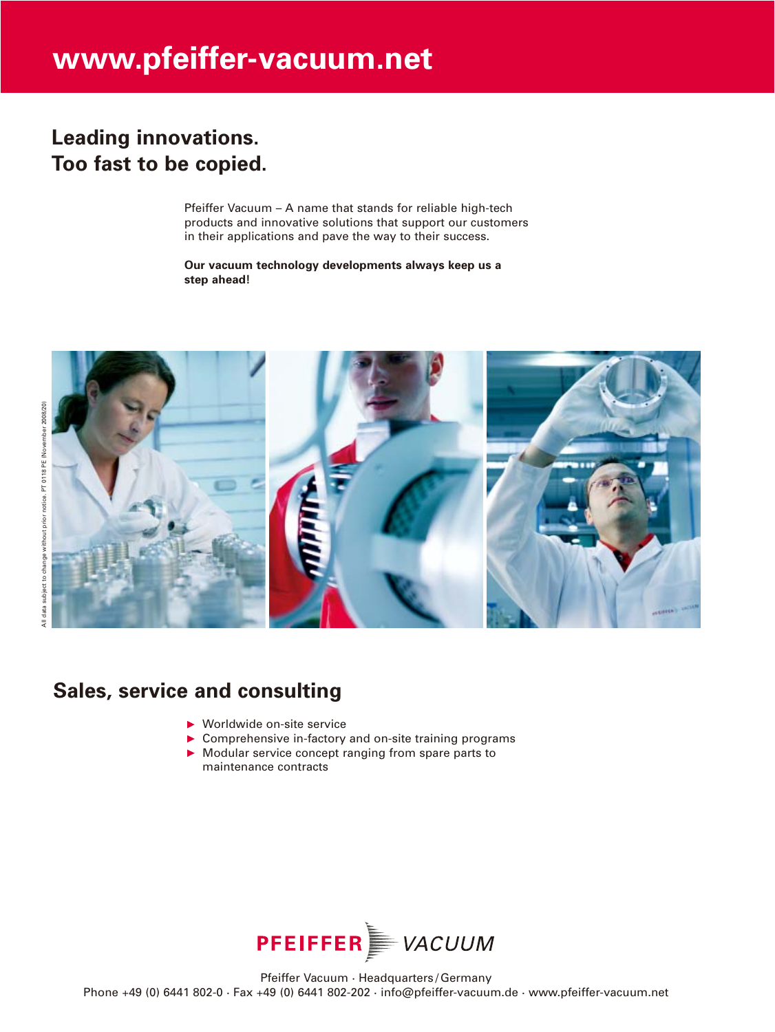# www.pfeiffer-vacuum.net

## Leading innovations.
## Too fast to be copied.

Pfeiffer Vacuum – A name that stands for reliable high-tech products and innovative solutions that support our customers in their applications and pave the way to their success.

**Our vacuum technology developments always keep us a step ahead!**

All data subject to change without prior notice. PT 0118 PE (November 2008/20)

## Sales, service and consulting

- Worldwide on-site service
- Comprehensive in-factory and on-site training programs
- Modular service concept ranging from spare parts to maintenance contracts

PFEIFFER VACUUM

Pfeiffer Vacuum · Headquarters/Germany
Phone +49 (0) 6441 802-0 · Fax +49 (0) 6441 802-202 · info@pfeiffer-vacuum.de · www.pfeiffer-vacuum.net